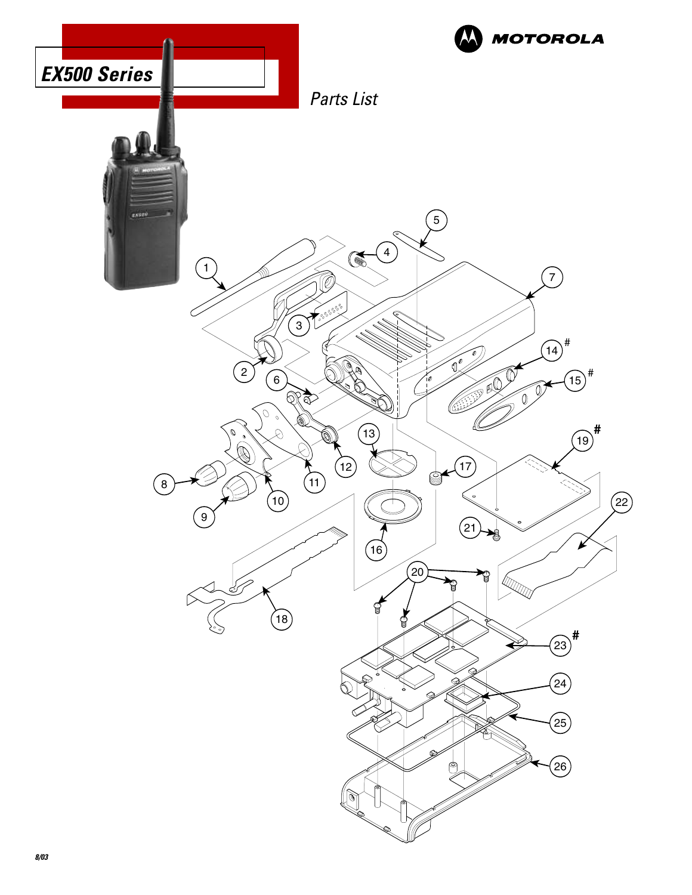# EX500 Series

MOTOROLA

*Parts List*

8/03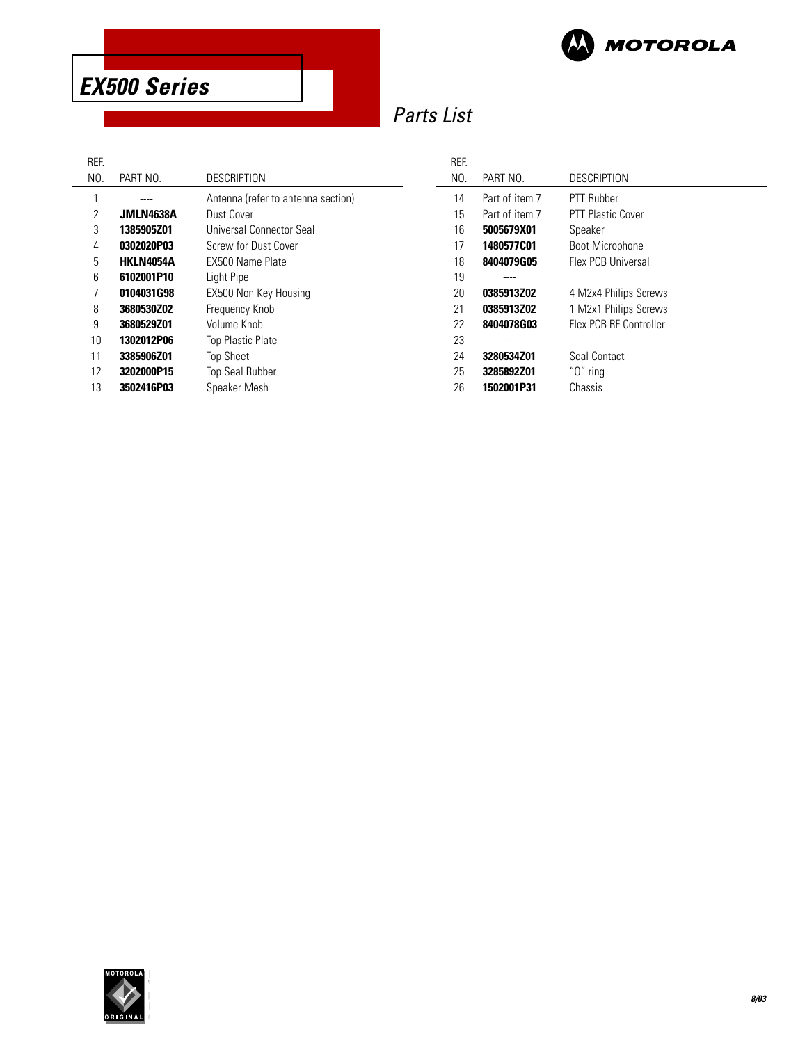# EX500 Series

## Parts List

| REF. NO. | PART NO. | DESCRIPTION |
|---|---|---|
| 1 | ---- | Antenna (refer to antenna section) |
| 2 | **JMLN4638A** | Dust Cover |
| 3 | **1385905Z01** | Universal Connector Seal |
| 4 | **0302020P03** | Screw for Dust Cover |
| 5 | **HKLN4054A** | EX500 Name Plate |
| 6 | **6102001P10** | Light Pipe |
| 7 | **0104031G98** | EX500 Non Key Housing |
| 8 | **3680530Z02** | Frequency Knob |
| 9 | **3680529Z01** | Volume Knob |
| 10 | **1302012P06** | Top Plastic Plate |
| 11 | **3385906Z01** | Top Sheet |
| 12 | **3202000P15** | Top Seal Rubber |
| 13 | **3502416P03** | Speaker Mesh |
| 14 | Part of item 7 | PTT Rubber |
| 15 | Part of item 7 | PTT Plastic Cover |
| 16 | **5005679X01** | Speaker |
| 17 | **1480577C01** | Boot Microphone |
| 18 | **8404079G05** | Flex PCB Universal |
| 19 | ---- | |
| 20 | **0385913Z02** | 4 M2x4 Philips Screws |
| 21 | **0385913Z02** | 1 M2x1 Philips Screws |
| 22 | **8404078G03** | Flex PCB RF Controller |
| 23 | ---- | |
| 24 | **3280534Z01** | Seal Contact |
| 25 | **3285892Z01** | "O" ring |
| 26 | **1502001P31** | Chassis |

8/03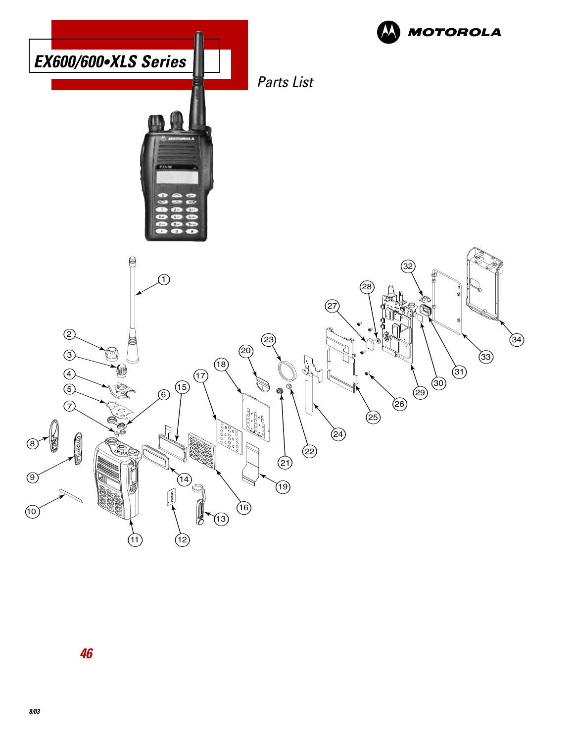# EX600/600•XLS Series

## Parts List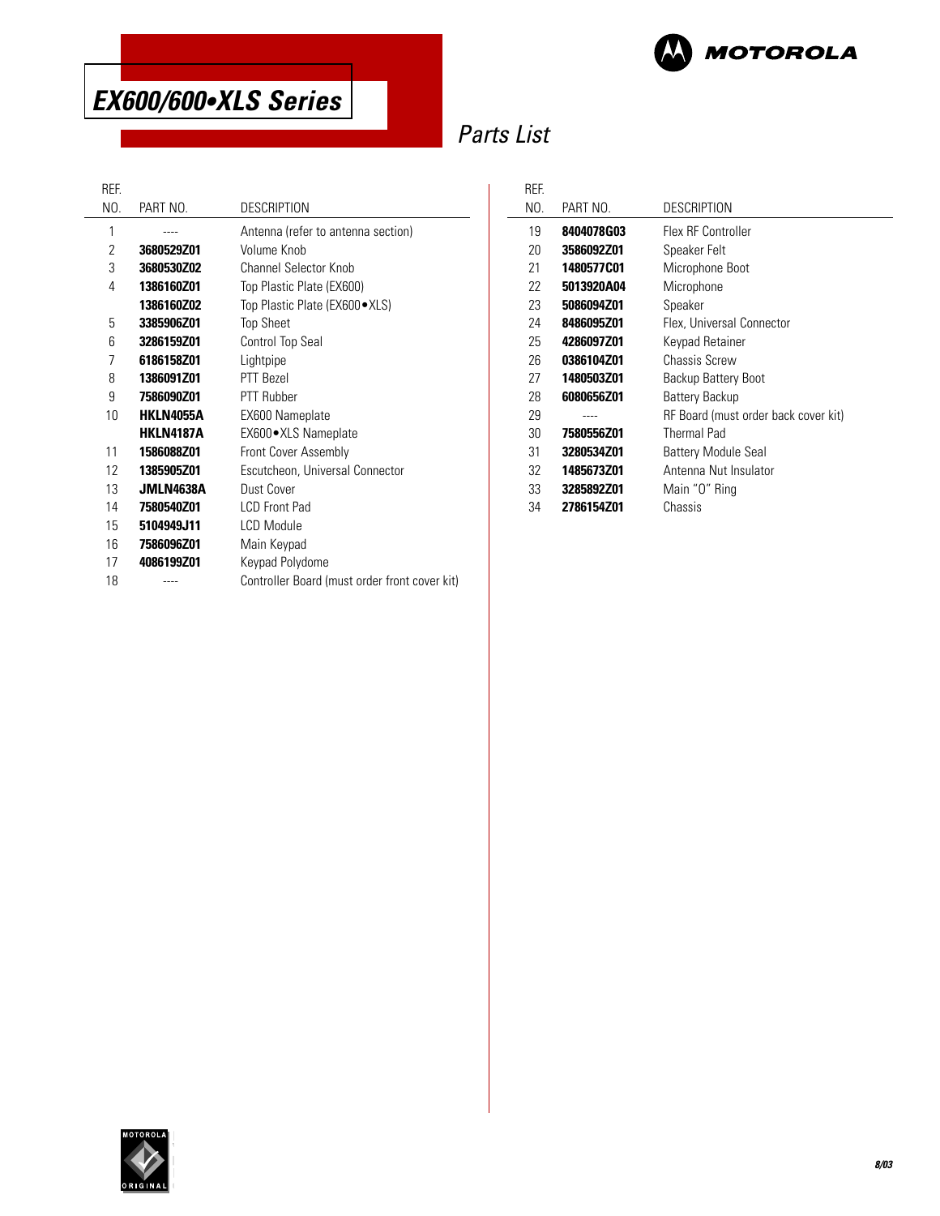# EX600/600•XLS Series

## Parts List

| REF. NO. | PART NO. | DESCRIPTION |
|---|---|---|
| 1 | ---- | Antenna (refer to antenna section) |
| 2 | **3680529Z01** | Volume Knob |
| 3 | **3680530Z02** | Channel Selector Knob |
| 4 | **1386160Z01** | Top Plastic Plate (EX600) |
| | **1386160Z02** | Top Plastic Plate (EX600•XLS) |
| 5 | **3385906Z01** | Top Sheet |
| 6 | **3286159Z01** | Control Top Seal |
| 7 | **6186158Z01** | Lightpipe |
| 8 | **1386091Z01** | PTT Bezel |
| 9 | **7586090Z01** | PTT Rubber |
| 10 | **HKLN4055A** | EX600 Nameplate |
| | **HKLN4187A** | EX600•XLS Nameplate |
| 11 | **1586088Z01** | Front Cover Assembly |
| 12 | **1385905Z01** | Escutcheon, Universal Connector |
| 13 | **JMLN4638A** | Dust Cover |
| 14 | **7580540Z01** | LCD Front Pad |
| 15 | **5104949J11** | LCD Module |
| 16 | **7586096Z01** | Main Keypad |
| 17 | **4086199Z01** | Keypad Polydome |
| 18 | ---- | Controller Board (must order front cover kit) |
| 19 | **8404078G03** | Flex RF Controller |
| 20 | **3586092Z01** | Speaker Felt |
| 21 | **1480577C01** | Microphone Boot |
| 22 | **5013920A04** | Microphone |
| 23 | **5086094Z01** | Speaker |
| 24 | **8486095Z01** | Flex, Universal Connector |
| 25 | **4286097Z01** | Keypad Retainer |
| 26 | **0386104Z01** | Chassis Screw |
| 27 | **1480503Z01** | Backup Battery Boot |
| 28 | **6080656Z01** | Battery Backup |
| 29 | ---- | RF Board (must order back cover kit) |
| 30 | **7580556Z01** | Thermal Pad |
| 31 | **3280534Z01** | Battery Module Seal |
| 32 | **1485673Z01** | Antenna Nut Insulator |
| 33 | **3285892Z01** | Main "O" Ring |
| 34 | **2786154Z01** | Chassis |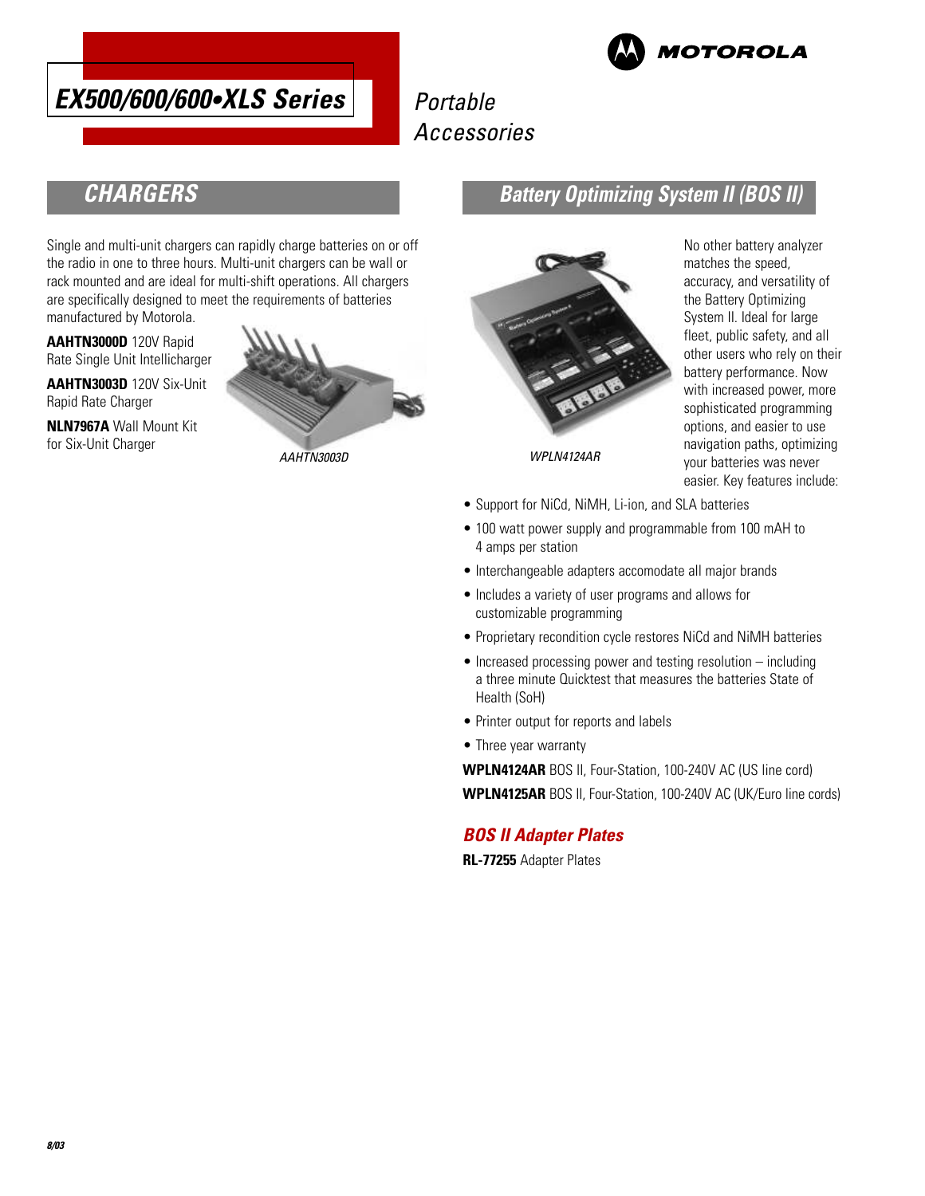# EX500/600/600•XLS Series

*Portable Accessories*

## CHARGERS

Single and multi-unit chargers can rapidly charge batteries on or off the radio in one to three hours. Multi-unit chargers can be wall or rack mounted and are ideal for multi-shift operations. All chargers are specifically designed to meet the requirements of batteries manufactured by Motorola.

**AAHTN3000D** 120V Rapid Rate Single Unit Intellicharger

**AAHTN3003D** 120V Six-Unit Rapid Rate Charger

**NLN7967A** Wall Mount Kit for Six-Unit Charger

*AAHTN3003D*

## Battery Optimizing System II (BOS II)

*WPLN4124AR*

No other battery analyzer matches the speed, accuracy, and versatility of the Battery Optimizing System II. Ideal for large fleet, public safety, and all other users who rely on their battery performance. Now with increased power, more sophisticated programming options, and easier to use navigation paths, optimizing your batteries was never easier. Key features include:

- Support for NiCd, NiMH, Li-ion, and SLA batteries
- 100 watt power supply and programmable from 100 mAH to 4 amps per station
- Interchangeable adapters accomodate all major brands
- Includes a variety of user programs and allows for customizable programming
- Proprietary recondition cycle restores NiCd and NiMH batteries
- Increased processing power and testing resolution – including a three minute Quicktest that measures the batteries State of Health (SoH)
- Printer output for reports and labels
- Three year warranty

**WPLN4124AR** BOS II, Four-Station, 100-240V AC (US line cord)

**WPLN4125AR** BOS II, Four-Station, 100-240V AC (UK/Euro line cords)

### BOS II Adapter Plates

**RL-77255** Adapter Plates

8/03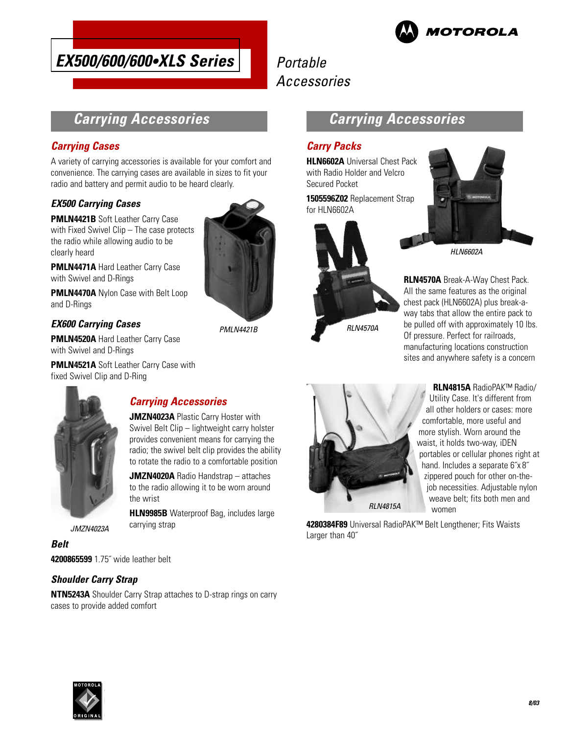# EX500/600/600•XLS Series

Portable Accessories

## Carrying Accessories

### Carrying Cases

A variety of carrying accessories is available for your comfort and convenience. The carrying cases are available in sizes to fit your radio and battery and permit audio to be heard clearly.

#### EX500 Carrying Cases

**PMLN4421B** Soft Leather Carry Case with Fixed Swivel Clip – The case protects the radio while allowing audio to be clearly heard

**PMLN4471A** Hard Leather Carry Case with Swivel and D-Rings

**PMLN4470A** Nylon Case with Belt Loop and D-Rings

*PMLN4421B*

#### EX600 Carrying Cases

**PMLN4520A** Hard Leather Carry Case with Swivel and D-Rings

**PMLN4521A** Soft Leather Carry Case with fixed Swivel Clip and D-Ring

### Carrying Accessories

**JMZN4023A** Plastic Carry Hoster with Swivel Belt Clip – lightweight carry holster provides convenient means for carrying the radio; the swivel belt clip provides the ability to rotate the radio to a comfortable position

**JMZN4020A** Radio Handstrap – attaches to the radio allowing it to be worn around the wrist

**HLN9985B** Waterproof Bag, includes large carrying strap

*JMZN4023A*

#### Belt

**4200865599** 1.75˝ wide leather belt

#### Shoulder Carry Strap

**NTN5243A** Shoulder Carry Strap attaches to D-strap rings on carry cases to provide added comfort

## Carrying Accessories

### Carry Packs

**HLN6602A** Universal Chest Pack with Radio Holder and Velcro Secured Pocket

**1505596Z02** Replacement Strap for HLN6602A

*HLN6602A*

*RLN4570A*

**RLN4570A** Break-A-Way Chest Pack. All the same features as the original chest pack (HLN6602A) plus break-a-way tabs that allow the entire pack to be pulled off with approximately 10 lbs. Of pressure. Perfect for railroads, manufacturing locations construction sites and anywhere safety is a concern

**RLN4815A** RadioPAK™ Radio/ Utility Case. It's different from all other holders or cases: more comfortable, more useful and more stylish. Worn around the waist, it holds two-way, iDEN portables or cellular phones right at hand. Includes a separate 6˝x 8˝ zippered pouch for other on-the-job necessities. Adjustable nylon weave belt; fits both men and women

*RLN4815A*

**4280384F89** Universal RadioPAK™ Belt Lengthener; Fits Waists Larger than 40˝

8/03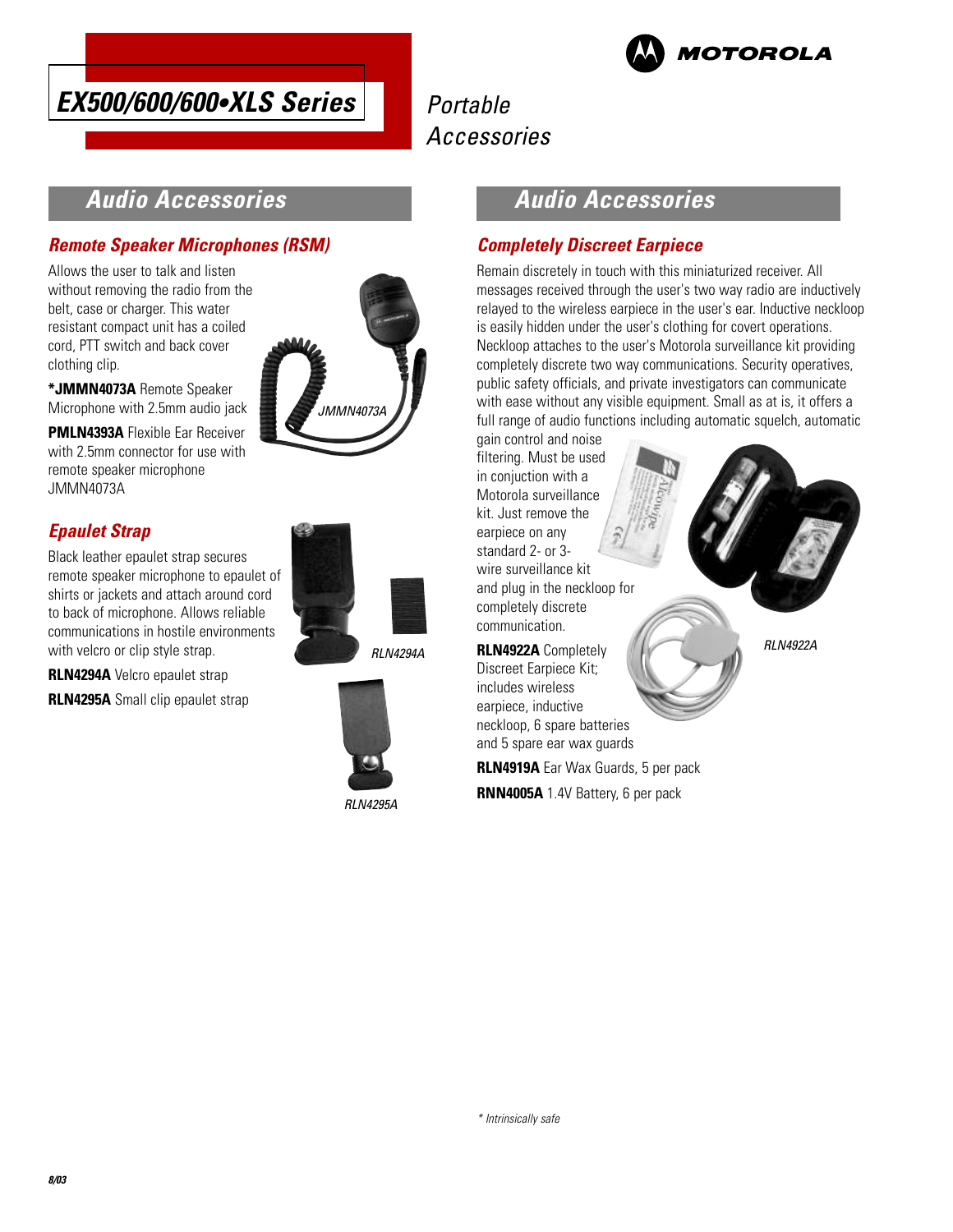# EX500/600/600•XLS Series

Portable Accessories

## Audio Accessories

### Remote Speaker Microphones (RSM)

Allows the user to talk and listen without removing the radio from the belt, case or charger. This water resistant compact unit has a coiled cord, PTT switch and back cover clothing clip.

***JMMN4073A** Remote Speaker Microphone with 2.5mm audio jack

**PMLN4393A** Flexible Ear Receiver with 2.5mm connector for use with remote speaker microphone JMMN4073A

JMMN4073A

### Epaulet Strap

Black leather epaulet strap secures remote speaker microphone to epaulet of shirts or jackets and attach around cord to back of microphone. Allows reliable communications in hostile environments with velcro or clip style strap.

**RLN4294A** Velcro epaulet strap

**RLN4295A** Small clip epaulet strap

RLN4294A

RLN4295A

## Audio Accessories

### Completely Discreet Earpiece

Remain discretely in touch with this miniaturized receiver. All messages received through the user's two way radio are inductively relayed to the wireless earpiece in the user's ear. Inductive neckloop is easily hidden under the user's clothing for covert operations. Neckloop attaches to the user's Motorola surveillance kit providing completely discrete two way communications. Security operatives, public safety officials, and private investigators can communicate with ease without any visible equipment. Small as at is, it offers a full range of audio functions including automatic squelch, automatic gain control and noise filtering. Must be used in conjuction with a Motorola surveillance kit. Just remove the earpiece on any standard 2- or 3-wire surveillance kit and plug in the neckloop for completely discrete communication.

**RLN4922A** Completely Discreet Earpiece Kit; includes wireless earpiece, inductive neckloop, 6 spare batteries and 5 spare ear wax guards

RLN4922A

**RLN4919A** Ear Wax Guards, 5 per pack

**RNN4005A** 1.4V Battery, 6 per pack

\* Intrinsically safe

8/03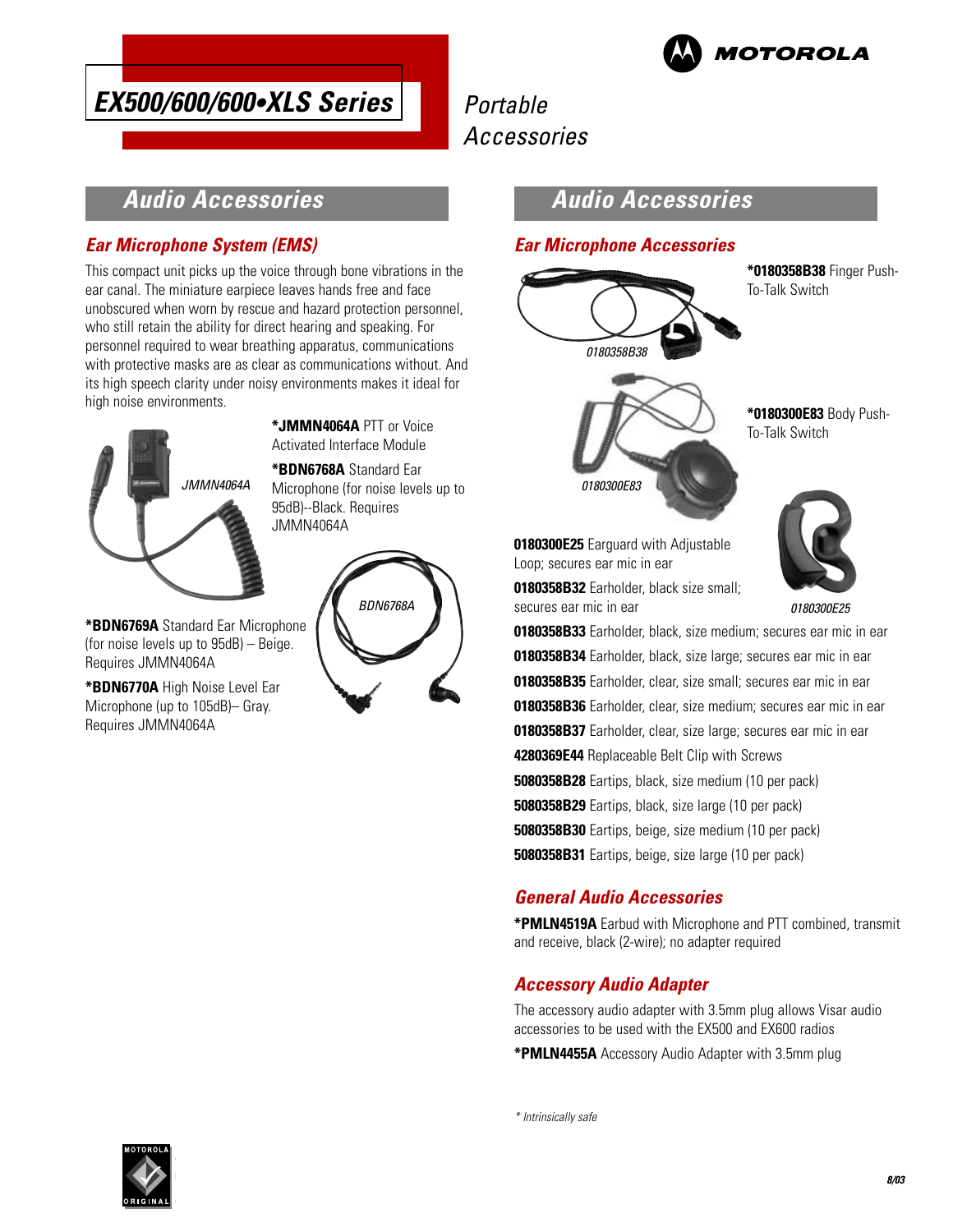# EX500/600/600•XLS Series

Portable Accessories

## Audio Accessories

### Ear Microphone System (EMS)

This compact unit picks up the voice through bone vibrations in the ear canal. The miniature earpiece leaves hands free and face unobscured when worn by rescue and hazard protection personnel, who still retain the ability for direct hearing and speaking. For personnel required to wear breathing apparatus, communications with protective masks are as clear as communications without. And its high speech clarity under noisy environments makes it ideal for high noise environments.

JMMN4064A

**\*JMMN4064A** PTT or Voice Activated Interface Module

**\*BDN6768A** Standard Ear Microphone (for noise levels up to 95dB)--Black. Requires JMMN4064A

BDN6768A

**\*BDN6769A** Standard Ear Microphone (for noise levels up to 95dB) – Beige. Requires JMMN4064A

**\*BDN6770A** High Noise Level Ear Microphone (up to 105dB)– Gray. Requires JMMN4064A

## Audio Accessories

### Ear Microphone Accessories

0180358B38

**\*0180358B38** Finger Push-To-Talk Switch

0180300E83

**\*0180300E83** Body Push-To-Talk Switch

0180300E25

**0180300E25** Earguard with Adjustable Loop; secures ear mic in ear

**0180358B32** Earholder, black size small; secures ear mic in ear

**0180358B33** Earholder, black, size medium; secures ear mic in ear

**0180358B34** Earholder, black, size large; secures ear mic in ear

**0180358B35** Earholder, clear, size small; secures ear mic in ear

**0180358B36** Earholder, clear, size medium; secures ear mic in ear

**0180358B37** Earholder, clear, size large; secures ear mic in ear

**4280369E44** Replaceable Belt Clip with Screws

**5080358B28** Eartips, black, size medium (10 per pack)

**5080358B29** Eartips, black, size large (10 per pack)

**5080358B30** Eartips, beige, size medium (10 per pack)

**5080358B31** Eartips, beige, size large (10 per pack)

### General Audio Accessories

**\*PMLN4519A** Earbud with Microphone and PTT combined, transmit and receive, black (2-wire); no adapter required

### Accessory Audio Adapter

The accessory audio adapter with 3.5mm plug allows Visar audio accessories to be used with the EX500 and EX600 radios

**\*PMLN4455A** Accessory Audio Adapter with 3.5mm plug

*\* Intrinsically safe*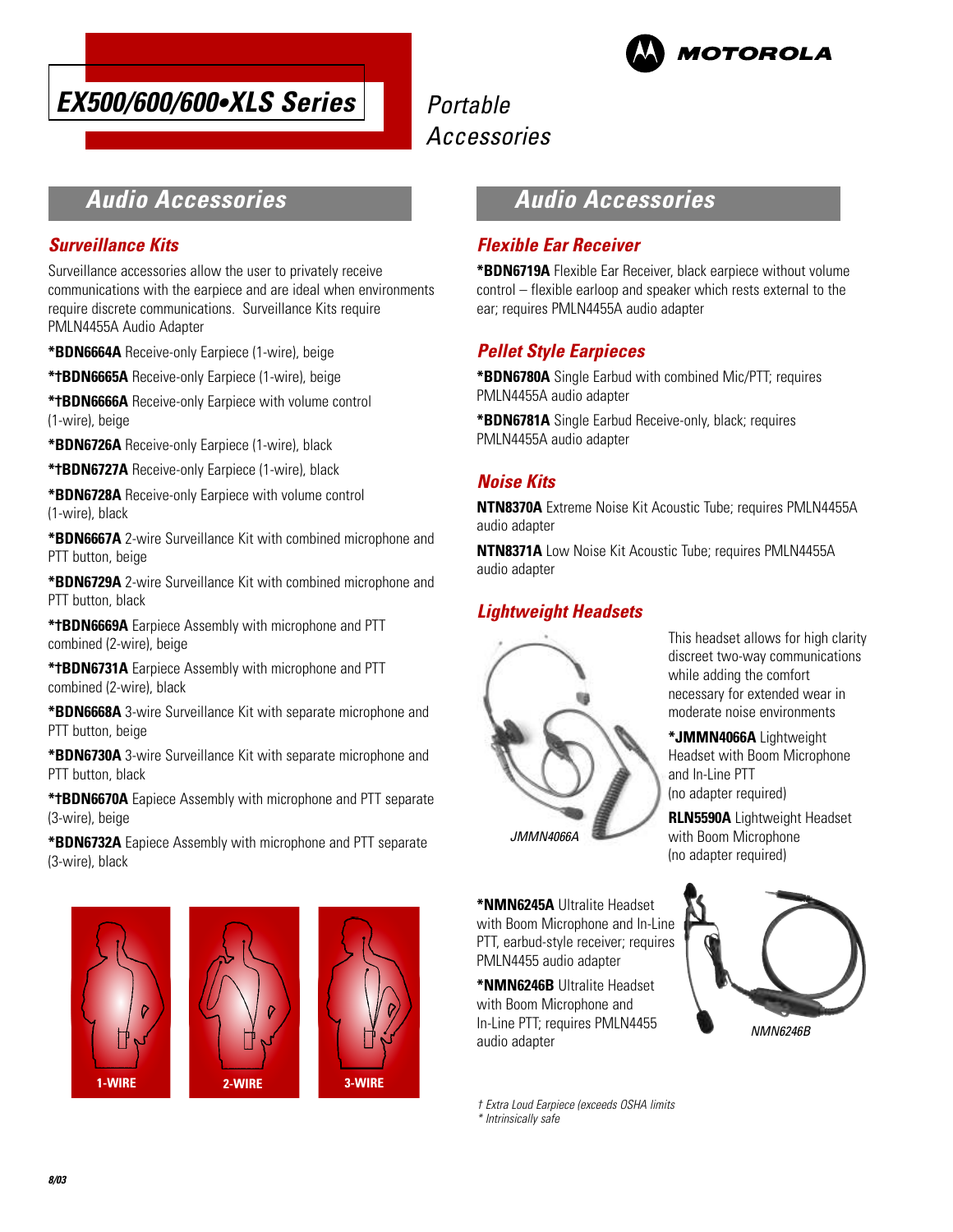# EX500/600/600•XLS Series

Portable Accessories

## Audio Accessories

### Surveillance Kits

Surveillance accessories allow the user to privately receive communications with the earpiece and are ideal when environments require discrete communications. Surveillance Kits require PMLN4455A Audio Adapter

***BDN6664A** Receive-only Earpiece (1-wire), beige

***†BDN6665A** Receive-only Earpiece (1-wire), beige

***†BDN6666A** Receive-only Earpiece with volume control (1-wire), beige

***BDN6726A** Receive-only Earpiece (1-wire), black

***†BDN6727A** Receive-only Earpiece (1-wire), black

***BDN6728A** Receive-only Earpiece with volume control (1-wire), black

***BDN6667A** 2-wire Surveillance Kit with combined microphone and PTT button, beige

***BDN6729A** 2-wire Surveillance Kit with combined microphone and PTT button, black

***†BDN6669A** Earpiece Assembly with microphone and PTT combined (2-wire), beige

***†BDN6731A** Earpiece Assembly with microphone and PTT combined (2-wire), black

***BDN6668A** 3-wire Surveillance Kit with separate microphone and PTT button, beige

***BDN6730A** 3-wire Surveillance Kit with separate microphone and PTT button, black

***†BDN6670A** Eapiece Assembly with microphone and PTT separate (3-wire), beige

***BDN6732A** Eapiece Assembly with microphone and PTT separate (3-wire), black

1-WIRE

2-WIRE

3-WIRE

## Audio Accessories

### Flexible Ear Receiver

***BDN6719A** Flexible Ear Receiver, black earpiece without volume control – flexible earloop and speaker which rests external to the ear; requires PMLN4455A audio adapter

### Pellet Style Earpieces

***BDN6780A** Single Earbud with combined Mic/PTT; requires PMLN4455A audio adapter

***BDN6781A** Single Earbud Receive-only, black; requires PMLN4455A audio adapter

### Noise Kits

**NTN8370A** Extreme Noise Kit Acoustic Tube; requires PMLN4455A audio adapter

**NTN8371A** Low Noise Kit Acoustic Tube; requires PMLN4455A audio adapter

### Lightweight Headsets

JMMN4066A

This headset allows for high clarity discreet two-way communications while adding the comfort necessary for extended wear in moderate noise environments

***JMMN4066A** Lightweight Headset with Boom Microphone and In-Line PTT (no adapter required)

**RLN5590A** Lightweight Headset with Boom Microphone (no adapter required)

***NMN6245A** Ultralite Headset with Boom Microphone and In-Line PTT, earbud-style receiver; requires PMLN4455 audio adapter

***NMN6246B** Ultralite Headset with Boom Microphone and In-Line PTT; requires PMLN4455 audio adapter

NMN6246B

*† Extra Loud Earpiece (exceeds OSHA limits*
*\* Intrinsically safe*

8/03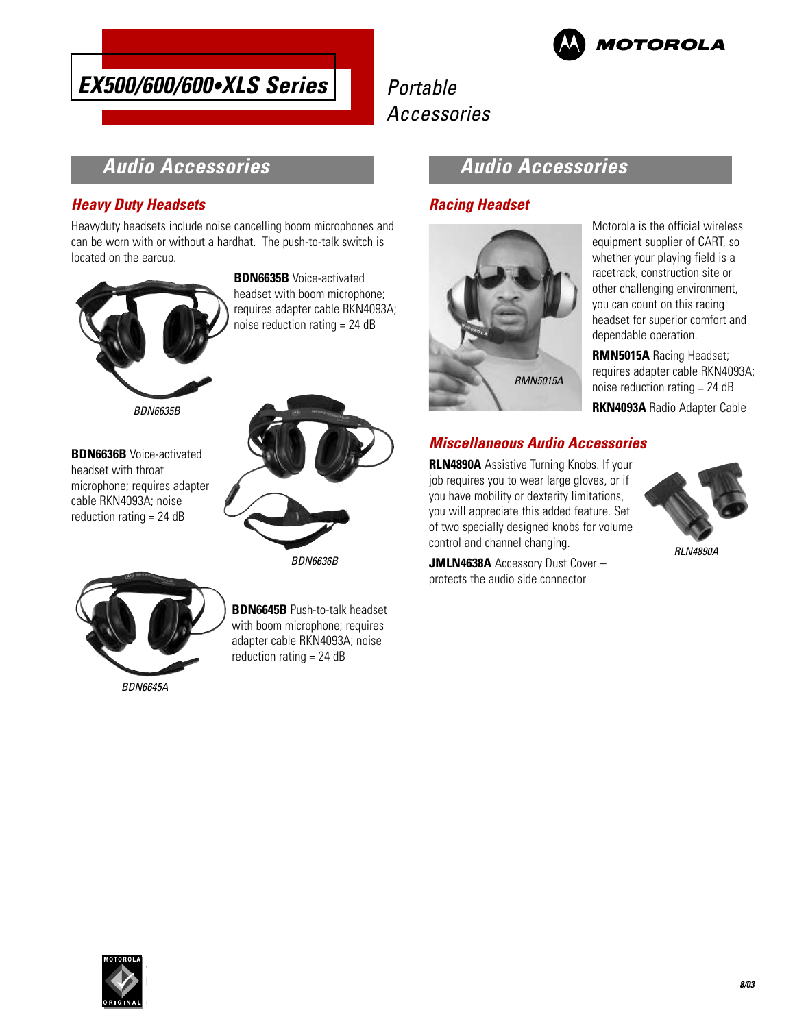# EX500/600/600•XLS Series

## Portable Accessories

## Audio Accessories

### Heavy Duty Headsets

Heavyduty headsets include noise cancelling boom microphones and can be worn with or without a hardhat. The push-to-talk switch is located on the earcup.

**BDN6635B** Voice-activated headset with boom microphone; requires adapter cable RKN4093A; noise reduction rating = 24 dB

*BDN6635B*

**BDN6636B** Voice-activated headset with throat microphone; requires adapter cable RKN4093A; noise reduction rating = 24 dB

*BDN6636B*

**BDN6645B** Push-to-talk headset with boom microphone; requires adapter cable RKN4093A; noise reduction rating = 24 dB

*BDN6645A*

## Audio Accessories

### Racing Headset

*RMN5015A*

Motorola is the official wireless equipment supplier of CART, so whether your playing field is a racetrack, construction site or other challenging environment, you can count on this racing headset for superior comfort and dependable operation.

**RMN5015A** Racing Headset; requires adapter cable RKN4093A; noise reduction rating = 24 dB

**RKN4093A** Radio Adapter Cable

### Miscellaneous Audio Accessories

**RLN4890A** Assistive Turning Knobs. If your job requires you to wear large gloves, or if you have mobility or dexterity limitations, you will appreciate this added feature. Set of two specially designed knobs for volume control and channel changing.

*RLN4890A*

**JMLN4638A** Accessory Dust Cover – protects the audio side connector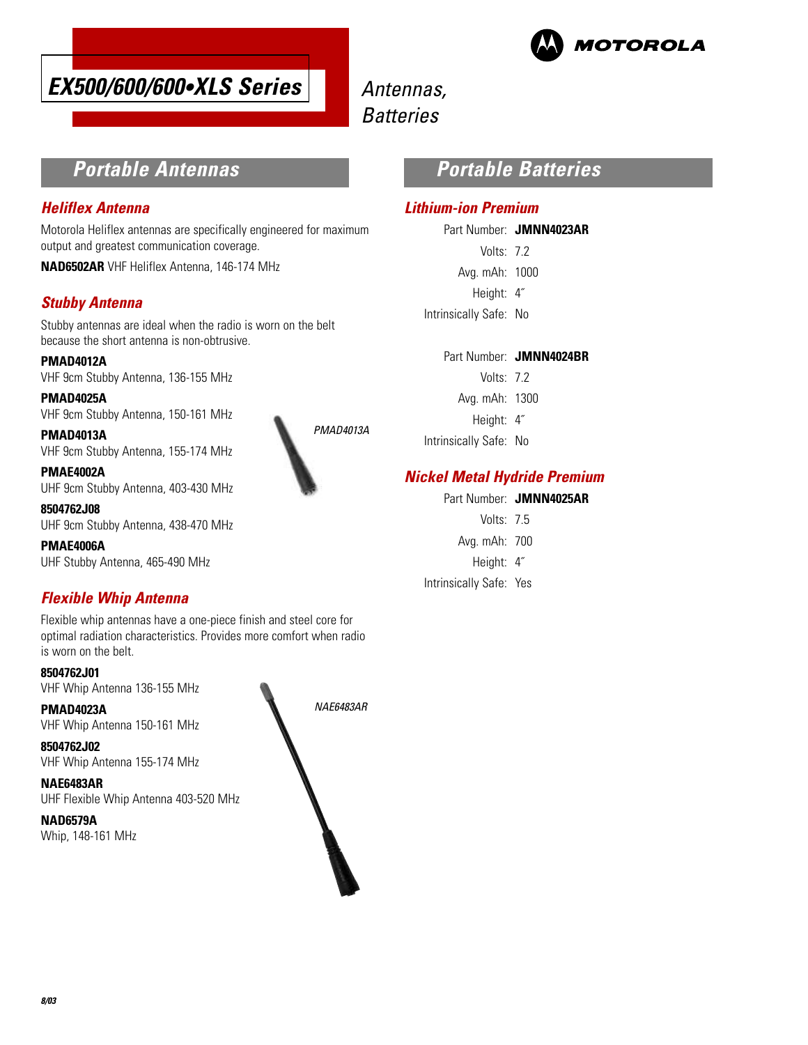# EX500/600/600•XLS Series

Antennas, Batteries

MOTOROLA

## Portable Antennas

### Heliflex Antenna

Motorola Heliflex antennas are specifically engineered for maximum output and greatest communication coverage.

**NAD6502AR** VHF Heliflex Antenna, 146-174 MHz

### Stubby Antenna

Stubby antennas are ideal when the radio is worn on the belt because the short antenna is non-obtrusive.

**PMAD4012A**
VHF 9cm Stubby Antenna, 136-155 MHz

**PMAD4025A**
VHF 9cm Stubby Antenna, 150-161 MHz

**PMAD4013A**
VHF 9cm Stubby Antenna, 155-174 MHz

**PMAE4002A**
UHF 9cm Stubby Antenna, 403-430 MHz

**8504762J08**
UHF 9cm Stubby Antenna, 438-470 MHz

**PMAE4006A**
UHF Stubby Antenna, 465-490 MHz

*PMAD4013A*

### Flexible Whip Antenna

Flexible whip antennas have a one-piece finish and steel core for optimal radiation characteristics. Provides more comfort when radio is worn on the belt.

**8504762J01**
VHF Whip Antenna 136-155 MHz

**PMAD4023A**
VHF Whip Antenna 150-161 MHz

**8504762J02**
VHF Whip Antenna 155-174 MHz

**NAE6483AR**
UHF Flexible Whip Antenna 403-520 MHz

**NAD6579A**
Whip, 148-161 MHz

*NAE6483AR*

## Portable Batteries

### Lithium-ion Premium

Part Number: **JMNN4023AR**
Volts: 7.2
Avg. mAh: 1000
Height: 4˝
Intrinsically Safe: No

Part Number: **JMNN4024BR**
Volts: 7.2
Avg. mAh: 1300
Height: 4˝
Intrinsically Safe: No

### Nickel Metal Hydride Premium

Part Number: **JMNN4025AR**
Volts: 7.5
Avg. mAh: 700
Height: 4˝
Intrinsically Safe: Yes

8/03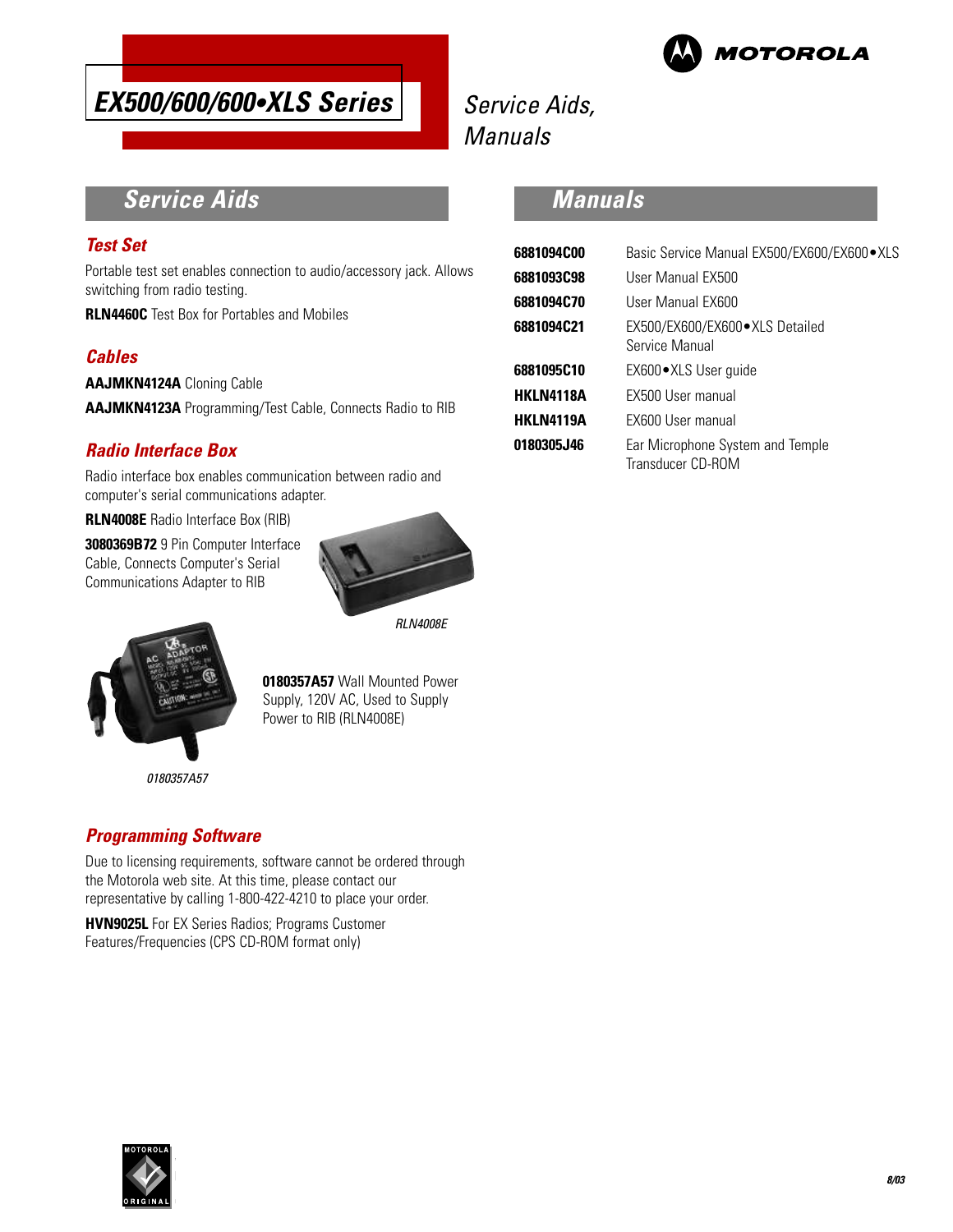# EX500/600/600•XLS Series

Service Aids, Manuals

## Service Aids

### Test Set

Portable test set enables connection to audio/accessory jack. Allows switching from radio testing.

**RLN4460C** Test Box for Portables and Mobiles

### Cables

**AAJMKN4124A** Cloning Cable

**AAJMKN4123A** Programming/Test Cable, Connects Radio to RIB

### Radio Interface Box

Radio interface box enables communication between radio and computer's serial communications adapter.

**RLN4008E** Radio Interface Box (RIB)

**3080369B72** 9 Pin Computer Interface Cable, Connects Computer's Serial Communications Adapter to RIB

*RLN4008E*

**0180357A57** Wall Mounted Power Supply, 120V AC, Used to Supply Power to RIB (RLN4008E)

*0180357A57*

### Programming Software

Due to licensing requirements, software cannot be ordered through the Motorola web site. At this time, please contact our representative by calling 1-800-422-4210 to place your order.

**HVN9025L** For EX Series Radios; Programs Customer Features/Frequencies (CPS CD-ROM format only)

## Manuals

| | |
|---|---|
| **6881094C00** | Basic Service Manual EX500/EX600/EX600•XLS |
| **6881093C98** | User Manual EX500 |
| **6881094C70** | User Manual EX600 |
| **6881094C21** | EX500/EX600/EX600•XLS Detailed Service Manual |
| **6881095C10** | EX600•XLS User guide |
| **HKLN4118A** | EX500 User manual |
| **HKLN4119A** | EX600 User manual |
| **0180305J46** | Ear Microphone System and Temple Transducer CD-ROM |

8/03